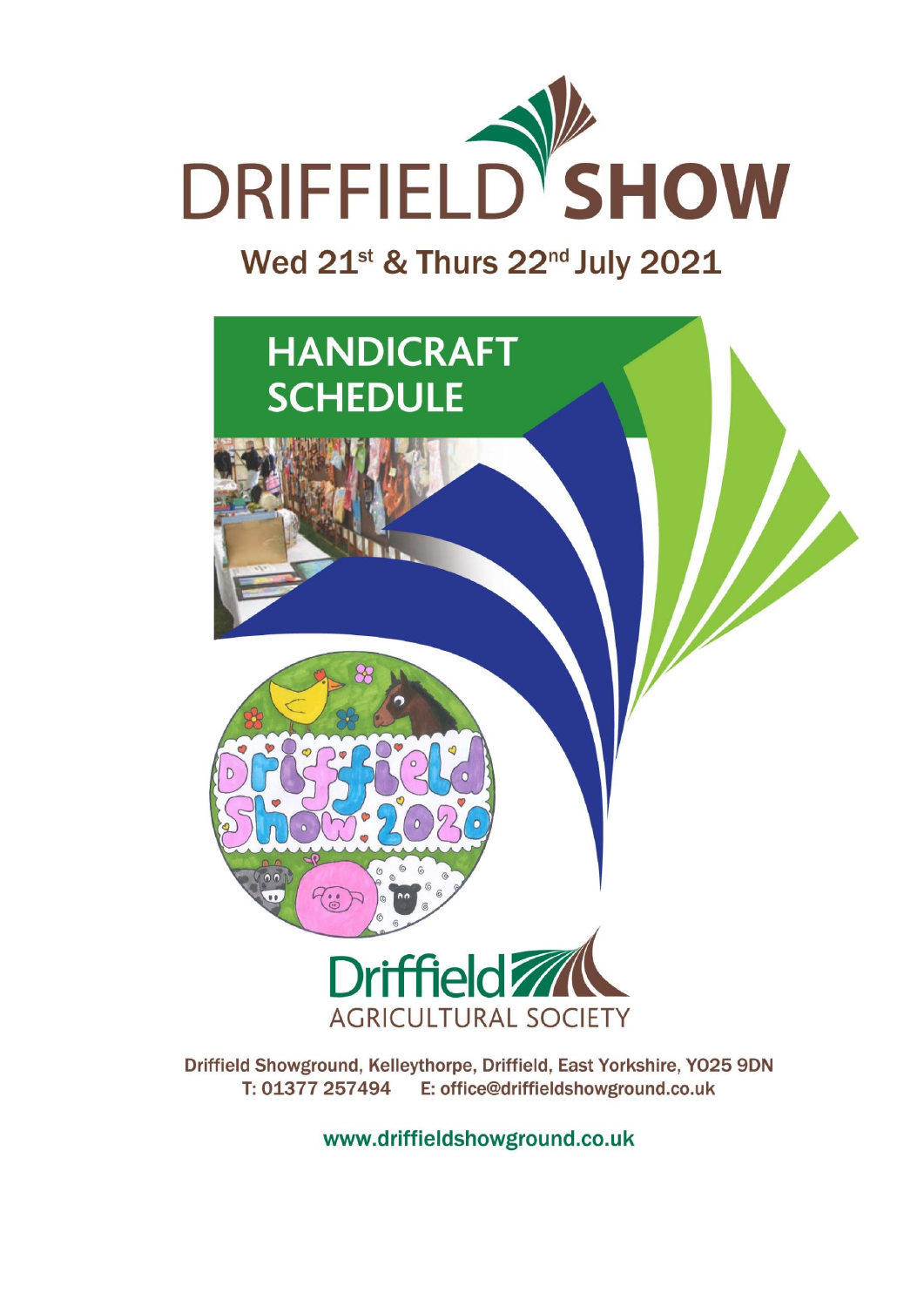# DRIFFIELD SHOW

## Wed 21st & Thurs 22nd July 2021

# HANDICRAFT SCHEDULE

Driffield Agricultural Society

Driffield Showground, Kelleythorpe, Driffield, East Yorkshire, YO25 9DN
T: 01377 257494 E: office@driffieldshowground.co.uk

www.driffieldshowground.co.uk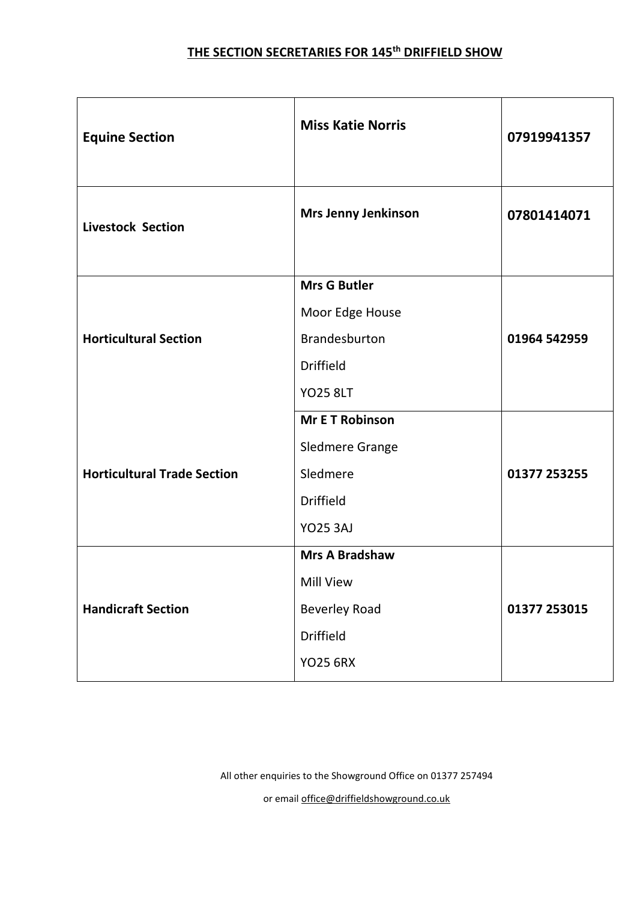## THE SECTION SECRETARIES FOR 145th DRIFFIELD SHOW

| | | |
|---|---|---|
| **Equine Section** | **Miss Katie Norris** | **07919941357** |
| **Livestock Section** | **Mrs Jenny Jenkinson** | **07801414071** |
| **Horticultural Section** | **Mrs G Butler**<br>Moor Edge House<br>Brandesburton<br>Driffield<br>YO25 8LT | **01964 542959** |
| **Horticultural Trade Section** | **Mr E T Robinson**<br>Sledmere Grange<br>Sledmere<br>Driffield<br>YO25 3AJ | **01377 253255** |
| **Handicraft Section** | **Mrs A Bradshaw**<br>Mill View<br>Beverley Road<br>Driffield<br>YO25 6RX | **01377 253015** |

All other enquiries to the Showground Office on 01377 257494

or email office@driffieldshowground.co.uk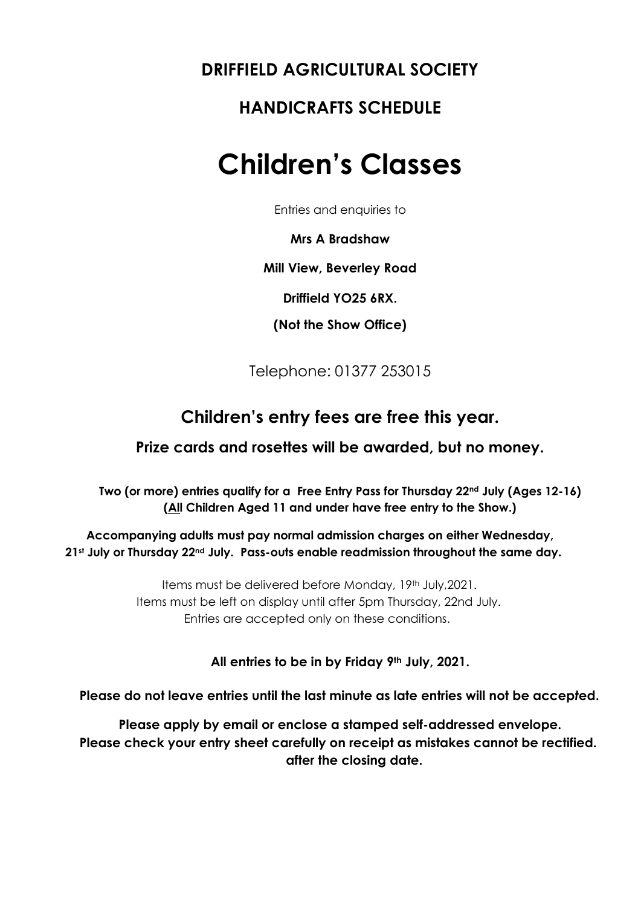## DRIFFIELD AGRICULTURAL SOCIETY

## HANDICRAFTS SCHEDULE

# Children's Classes

Entries and enquiries to

**Mrs A Bradshaw**

**Mill View, Beverley Road**

**Driffield YO25 6RX.**

**(Not the Show Office)**

Telephone: 01377 253015

## Children's entry fees are free this year.

### Prize cards and rosettes will be awarded, but no money.

**Two (or more) entries qualify for a Free Entry Pass for Thursday 22nd July (Ages 12-16)**
**(All Children Aged 11 and under have free entry to the Show.)**

**Accompanying adults must pay normal admission charges on either Wednesday, 21st July or Thursday 22nd July. Pass-outs enable readmission throughout the same day.**

Items must be delivered before Monday, 19th July,2021.
Items must be left on display until after 5pm Thursday, 22nd July.
Entries are accepted only on these conditions.

**All entries to be in by Friday 9th July, 2021.**

**Please do not leave entries until the last minute as late entries will not be accepted.**

**Please apply by email or enclose a stamped self-addressed envelope.**
**Please check your entry sheet carefully on receipt as mistakes cannot be rectified. after the closing date.**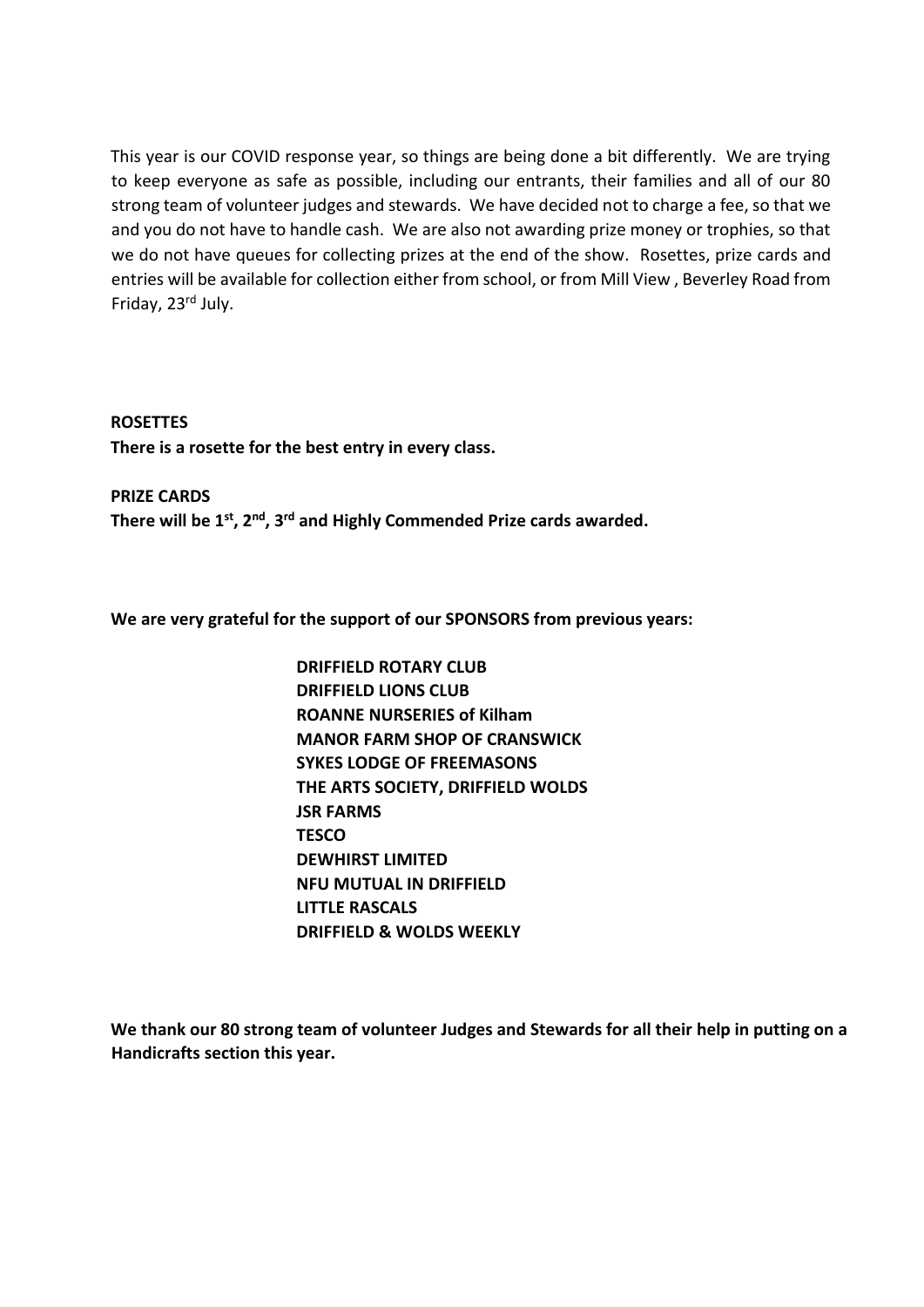This year is our COVID response year, so things are being done a bit differently. We are trying to keep everyone as safe as possible, including our entrants, their families and all of our 80 strong team of volunteer judges and stewards. We have decided not to charge a fee, so that we and you do not have to handle cash. We are also not awarding prize money or trophies, so that we do not have queues for collecting prizes at the end of the show. Rosettes, prize cards and entries will be available for collection either from school, or from Mill View , Beverley Road from Friday, 23rd July.

**ROSETTES**
**There is a rosette for the best entry in every class.**

**PRIZE CARDS**
**There will be 1st, 2nd, 3rd and Highly Commended Prize cards awarded.**

**We are very grateful for the support of our SPONSORS from previous years:**

**DRIFFIELD ROTARY CLUB**
**DRIFFIELD LIONS CLUB**
**ROANNE NURSERIES of Kilham**
**MANOR FARM SHOP OF CRANSWICK**
**SYKES LODGE OF FREEMASONS**
**THE ARTS SOCIETY, DRIFFIELD WOLDS**
**JSR FARMS**
**TESCO**
**DEWHIRST LIMITED**
**NFU MUTUAL IN DRIFFIELD**
**LITTLE RASCALS**
**DRIFFIELD & WOLDS WEEKLY**

**We thank our 80 strong team of volunteer Judges and Stewards for all their help in putting on a Handicrafts section this year.**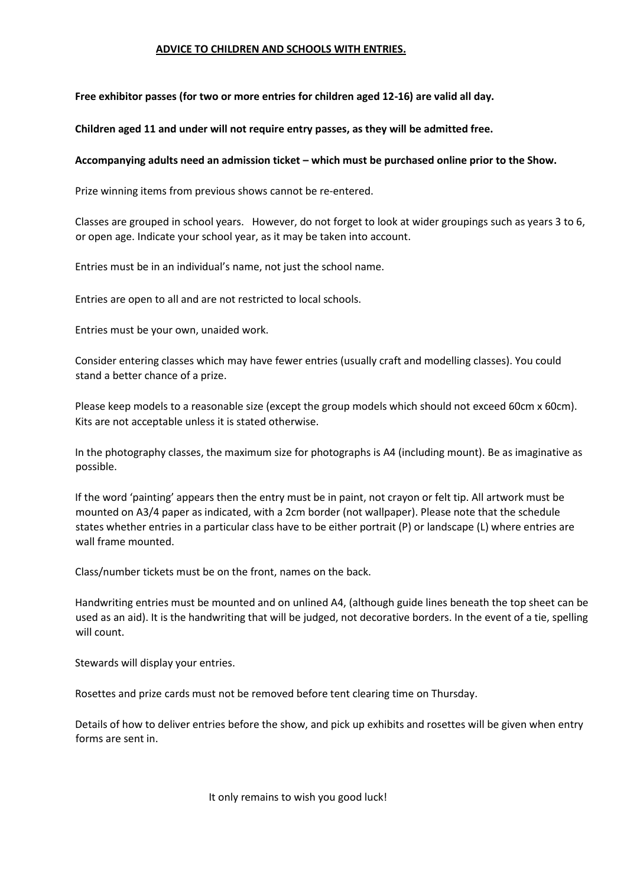## ADVICE TO CHILDREN AND SCHOOLS WITH ENTRIES.

**Free exhibitor passes (for two or more entries for children aged 12-16) are valid all day.**

**Children aged 11 and under will not require entry passes, as they will be admitted free.**

**Accompanying adults need an admission ticket – which must be purchased online prior to the Show.**

Prize winning items from previous shows cannot be re-entered.

Classes are grouped in school years. However, do not forget to look at wider groupings such as years 3 to 6, or open age. Indicate your school year, as it may be taken into account.

Entries must be in an individual's name, not just the school name.

Entries are open to all and are not restricted to local schools.

Entries must be your own, unaided work.

Consider entering classes which may have fewer entries (usually craft and modelling classes). You could stand a better chance of a prize.

Please keep models to a reasonable size (except the group models which should not exceed 60cm x 60cm). Kits are not acceptable unless it is stated otherwise.

In the photography classes, the maximum size for photographs is A4 (including mount). Be as imaginative as possible.

If the word 'painting' appears then the entry must be in paint, not crayon or felt tip. All artwork must be mounted on A3/4 paper as indicated, with a 2cm border (not wallpaper). Please note that the schedule states whether entries in a particular class have to be either portrait (P) or landscape (L) where entries are wall frame mounted.

Class/number tickets must be on the front, names on the back.

Handwriting entries must be mounted and on unlined A4, (although guide lines beneath the top sheet can be used as an aid). It is the handwriting that will be judged, not decorative borders. In the event of a tie, spelling will count.

Stewards will display your entries.

Rosettes and prize cards must not be removed before tent clearing time on Thursday.

Details of how to deliver entries before the show, and pick up exhibits and rosettes will be given when entry forms are sent in.

It only remains to wish you good luck!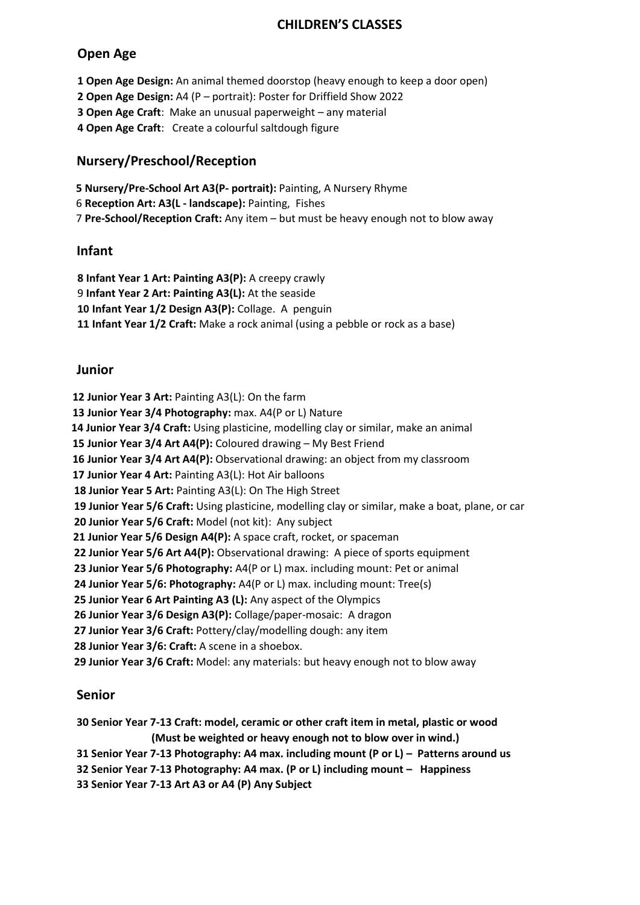# CHILDREN'S CLASSES

## Open Age

**1 Open Age Design:** An animal themed doorstop (heavy enough to keep a door open)
**2 Open Age Design:** A4 (P – portrait): Poster for Driffield Show 2022
**3 Open Age Craft**: Make an unusual paperweight – any material
**4 Open Age Craft**: Create a colourful saltdough figure

## Nursery/Preschool/Reception

**5 Nursery/Pre-School Art A3(P- portrait):** Painting, A Nursery Rhyme
6 **Reception Art: A3(L - landscape):** Painting, Fishes
7 **Pre-School/Reception Craft:** Any item – but must be heavy enough not to blow away

## Infant

**8 Infant Year 1 Art: Painting A3(P):** A creepy crawly
9 **Infant Year 2 Art: Painting A3(L):** At the seaside
**10 Infant Year 1/2 Design A3(P):** Collage. A penguin
**11 Infant Year 1/2 Craft:** Make a rock animal (using a pebble or rock as a base)

## Junior

**12 Junior Year 3 Art:** Painting A3(L): On the farm
**13 Junior Year 3/4 Photography:** max. A4(P or L) Nature
**14 Junior Year 3/4 Craft:** Using plasticine, modelling clay or similar, make an animal
**15 Junior Year 3/4 Art A4(P):** Coloured drawing – My Best Friend
**16 Junior Year 3/4 Art A4(P):** Observational drawing: an object from my classroom
**17 Junior Year 4 Art:** Painting A3(L): Hot Air balloons
**18 Junior Year 5 Art:** Painting A3(L): On The High Street
**19 Junior Year 5/6 Craft:** Using plasticine, modelling clay or similar, make a boat, plane, or car
**20 Junior Year 5/6 Craft:** Model (not kit): Any subject
**21 Junior Year 5/6 Design A4(P):** A space craft, rocket, or spaceman
**22 Junior Year 5/6 Art A4(P):** Observational drawing: A piece of sports equipment
**23 Junior Year 5/6 Photography:** A4(P or L) max. including mount: Pet or animal
**24 Junior Year 5/6: Photography:** A4(P or L) max. including mount: Tree(s)
**25 Junior Year 6 Art Painting A3 (L):** Any aspect of the Olympics
**26 Junior Year 3/6 Design A3(P):** Collage/paper-mosaic: A dragon
**27 Junior Year 3/6 Craft:** Pottery/clay/modelling dough: any item
**28 Junior Year 3/6: Craft:** A scene in a shoebox.
**29 Junior Year 3/6 Craft:** Model: any materials: but heavy enough not to blow away

## Senior

**30 Senior Year 7-13 Craft: model, ceramic or other craft item in metal, plastic or wood (Must be weighted or heavy enough not to blow over in wind.)**
**31 Senior Year 7-13 Photography: A4 max. including mount (P or L) – Patterns around us**
**32 Senior Year 7-13 Photography: A4 max. (P or L) including mount – Happiness**
**33 Senior Year 7-13 Art A3 or A4 (P) Any Subject**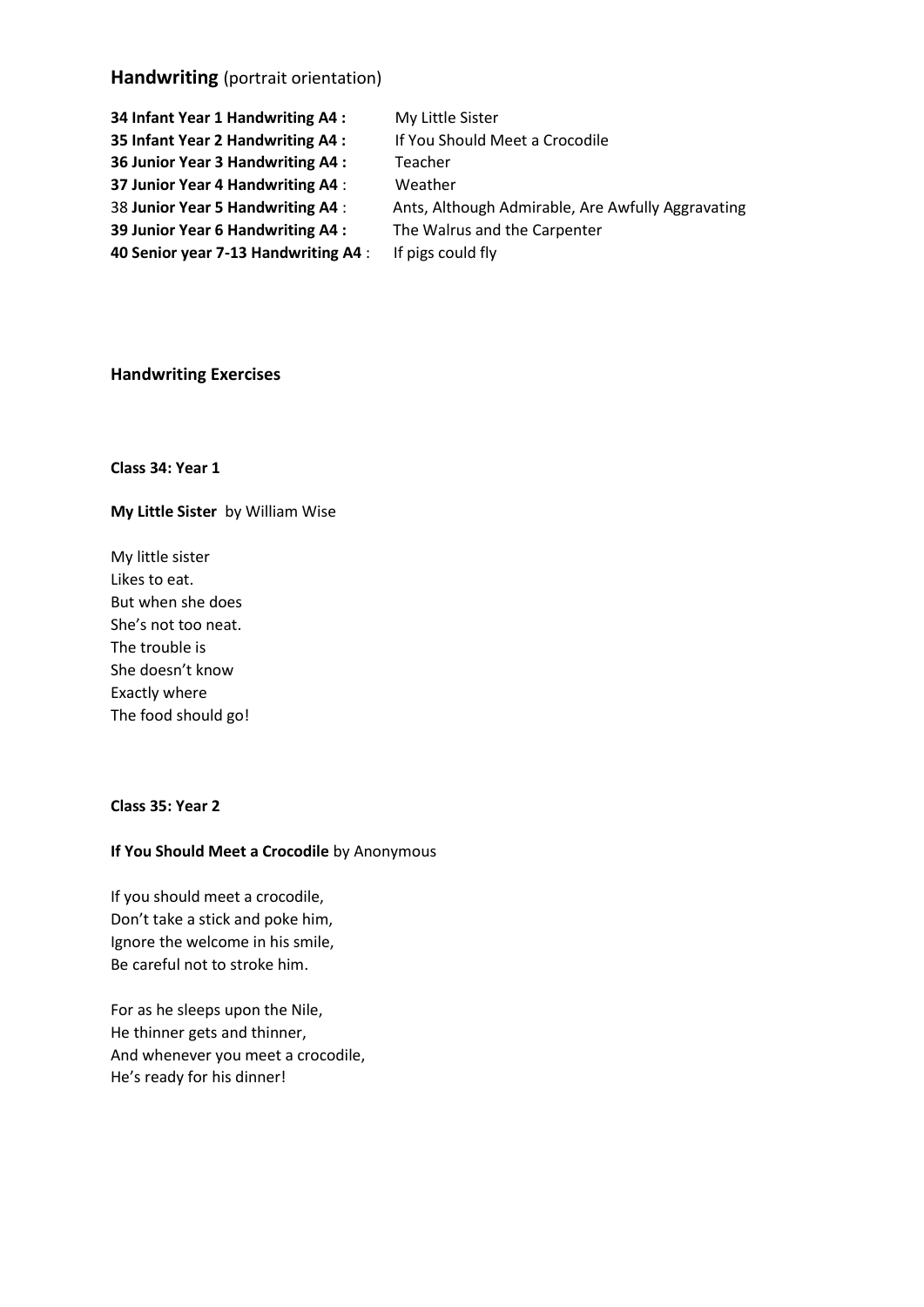## **Handwriting** (portrait orientation)

**34 Infant Year 1 Handwriting A4 :** My Little Sister
**35 Infant Year 2 Handwriting A4 :** If You Should Meet a Crocodile
**36 Junior Year 3 Handwriting A4 :** Teacher
**37 Junior Year 4 Handwriting A4** : Weather
38 **Junior Year 5 Handwriting A4** : Ants, Although Admirable, Are Awfully Aggravating
**39 Junior Year 6 Handwriting A4 :** The Walrus and the Carpenter
**40 Senior year 7-13 Handwriting A4** : If pigs could fly

### **Handwriting Exercises**

**Class 34: Year 1**

**My Little Sister** by William Wise

My little sister
Likes to eat.
But when she does
She's not too neat.
The trouble is
She doesn't know
Exactly where
The food should go!

**Class 35: Year 2**

**If You Should Meet a Crocodile** by Anonymous

If you should meet a crocodile,
Don't take a stick and poke him,
Ignore the welcome in his smile,
Be careful not to stroke him.

For as he sleeps upon the Nile,
He thinner gets and thinner,
And whenever you meet a crocodile,
He's ready for his dinner!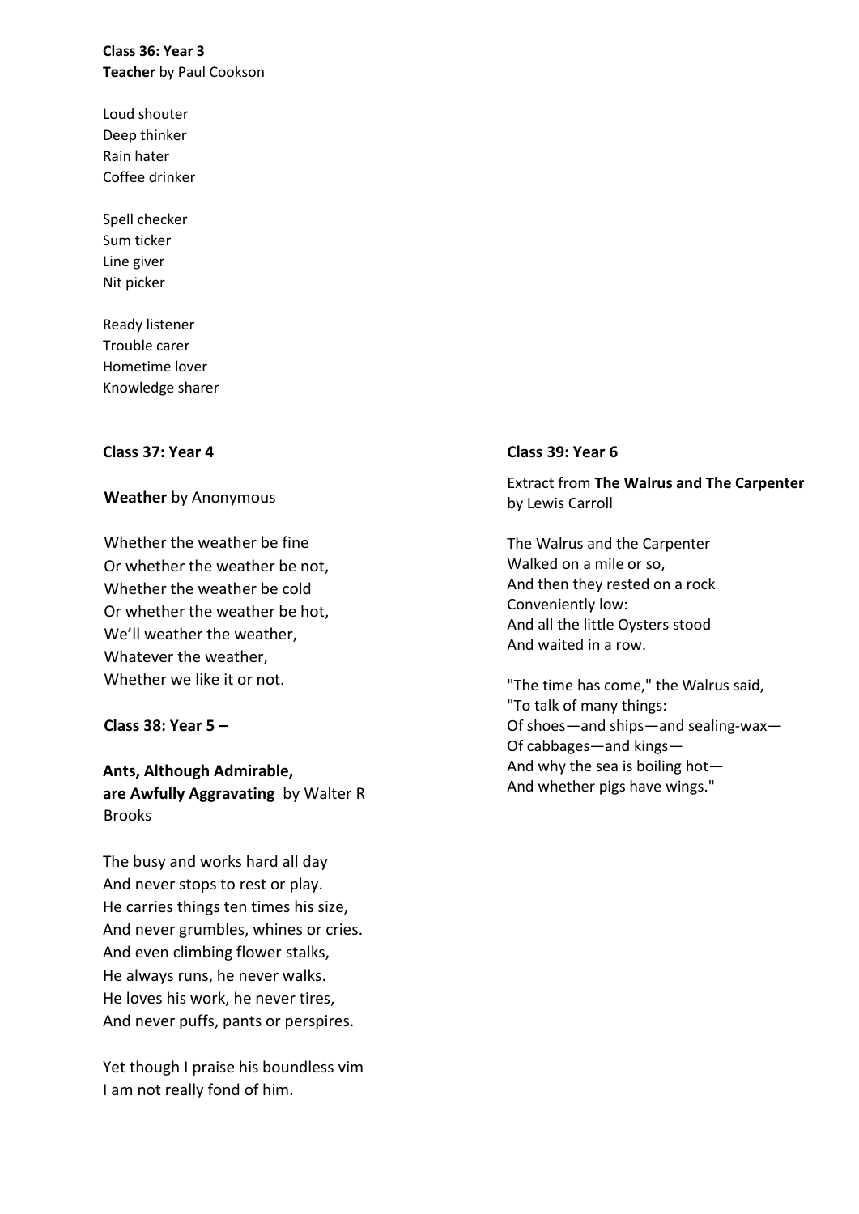**Class 36: Year 3**
**Teacher** by Paul Cookson

Loud shouter
Deep thinker
Rain hater
Coffee drinker

Spell checker
Sum ticker
Line giver
Nit picker

Ready listener
Trouble carer
Hometime lover
Knowledge sharer

**Class 37: Year 4**

**Weather** by Anonymous

Whether the weather be fine
Or whether the weather be not,
Whether the weather be cold
Or whether the weather be hot,
We'll weather the weather,
Whatever the weather,
Whether we like it or not.

**Class 38: Year 5 –**

**Ants, Although Admirable, are Awfully Aggravating** by Walter R Brooks

The busy and works hard all day
And never stops to rest or play.
He carries things ten times his size,
And never grumbles, whines or cries.
And even climbing flower stalks,
He always runs, he never walks.
He loves his work, he never tires,
And never puffs, pants or perspires.

Yet though I praise his boundless vim
I am not really fond of him.

**Class 39: Year 6**

Extract from **The Walrus and The Carpenter** by Lewis Carroll

The Walrus and the Carpenter
Walked on a mile or so,
And then they rested on a rock
Conveniently low:
And all the little Oysters stood
And waited in a row.

"The time has come," the Walrus said,
"To talk of many things:
Of shoes—and ships—and sealing-wax—
Of cabbages—and kings—
And why the sea is boiling hot—
And whether pigs have wings."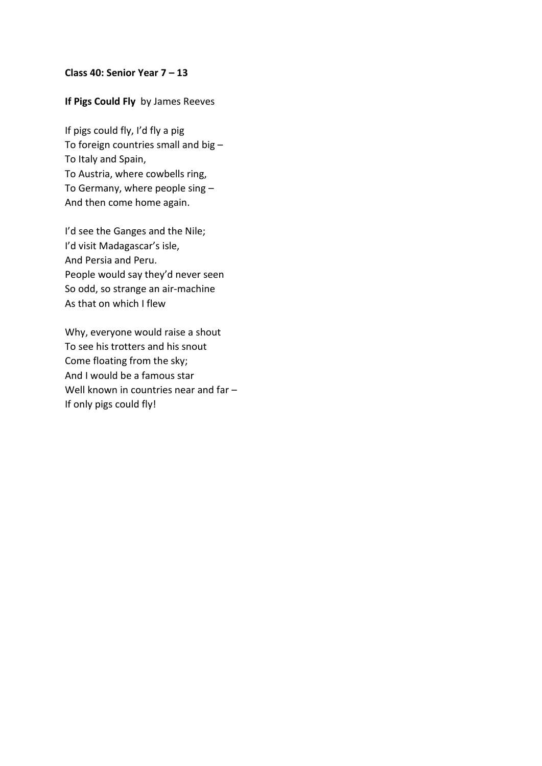**Class 40: Senior Year 7 – 13**

**If Pigs Could Fly** by James Reeves

If pigs could fly, I'd fly a pig  
To foreign countries small and big –  
To Italy and Spain,  
To Austria, where cowbells ring,  
To Germany, where people sing –  
And then come home again.

I'd see the Ganges and the Nile;  
I'd visit Madagascar's isle,  
And Persia and Peru.  
People would say they'd never seen  
So odd, so strange an air-machine  
As that on which I flew

Why, everyone would raise a shout  
To see his trotters and his snout  
Come floating from the sky;  
And I would be a famous star  
Well known in countries near and far –  
If only pigs could fly!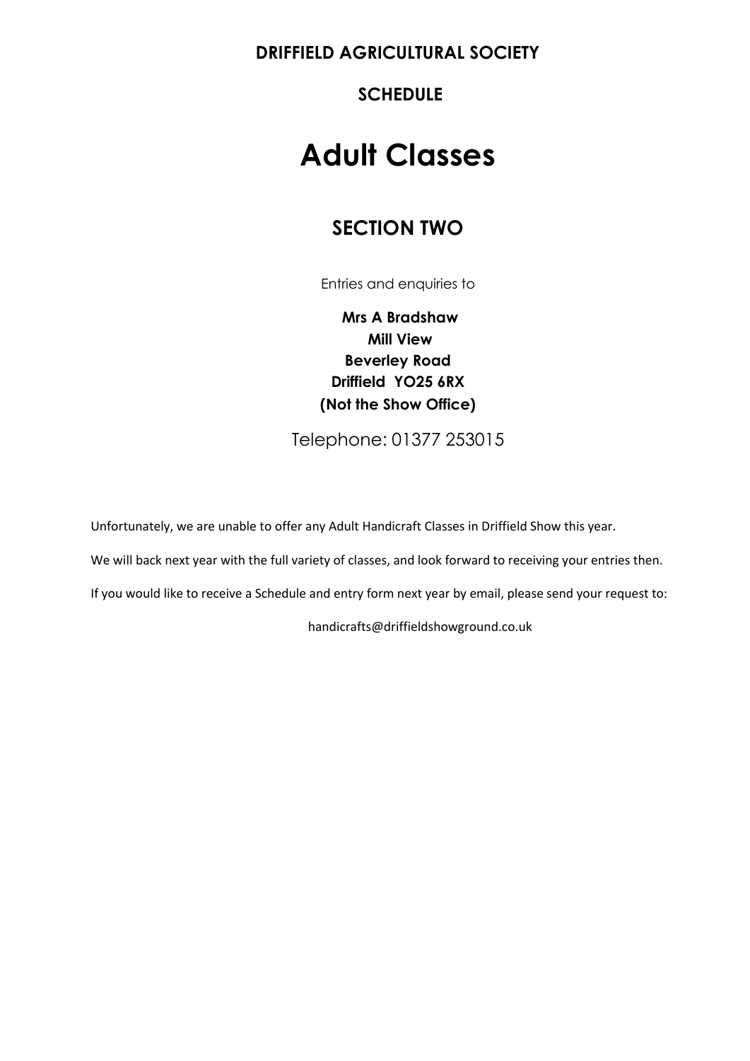**DRIFFIELD AGRICULTURAL SOCIETY**

**SCHEDULE**

# Adult Classes

## SECTION TWO

Entries and enquiries to

**Mrs A Bradshaw**
**Mill View**
**Beverley Road**
**Driffield YO25 6RX**
**(Not the Show Office)**

Telephone: 01377 253015

Unfortunately, we are unable to offer any Adult Handicraft Classes in Driffield Show this year.

We will back next year with the full variety of classes, and look forward to receiving your entries then.

If you would like to receive a Schedule and entry form next year by email, please send your request to:

handicrafts@driffieldshowground.co.uk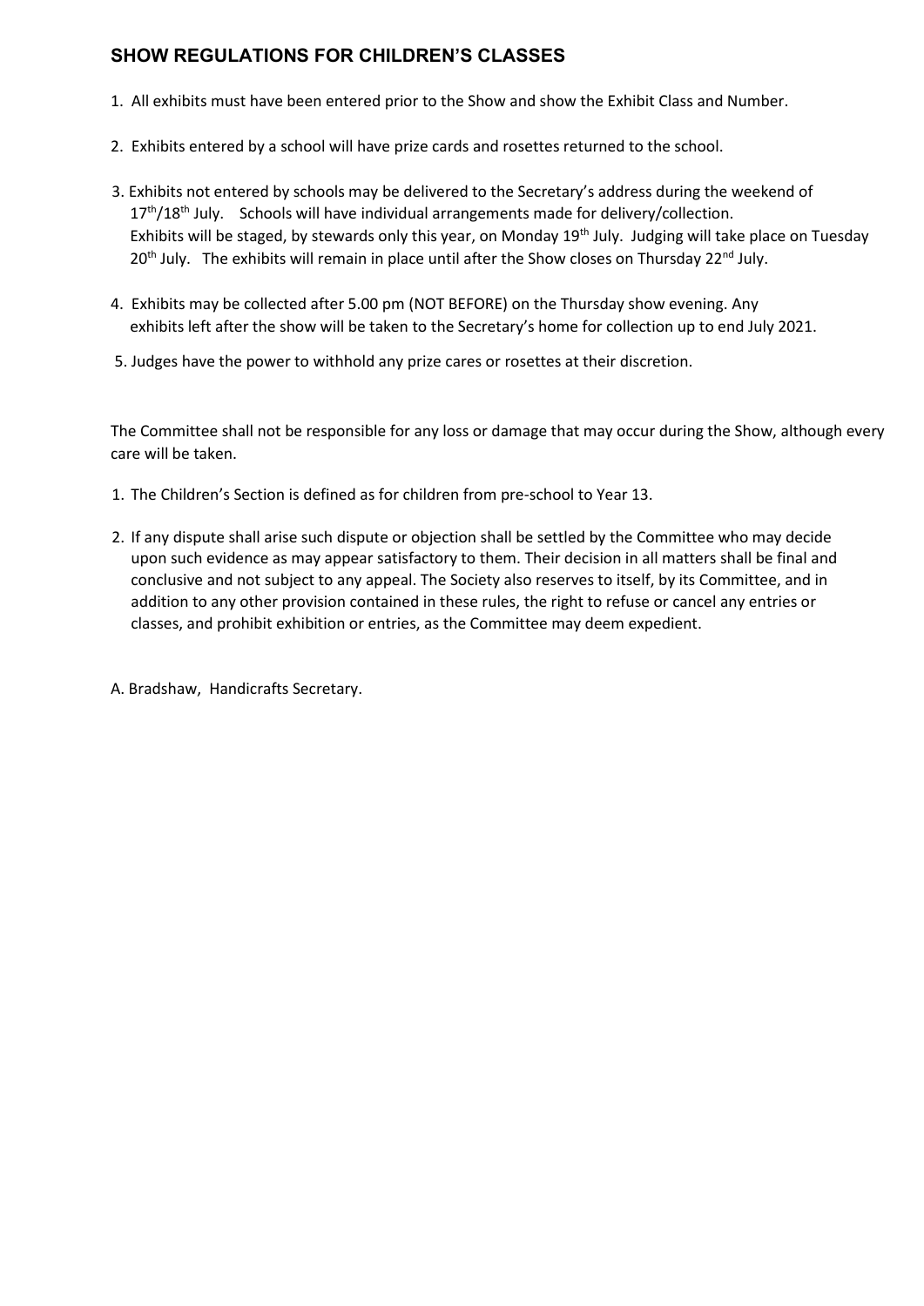## SHOW REGULATIONS FOR CHILDREN'S CLASSES

1. All exhibits must have been entered prior to the Show and show the Exhibit Class and Number.
2. Exhibits entered by a school will have prize cards and rosettes returned to the school.
3. Exhibits not entered by schools may be delivered to the Secretary's address during the weekend of 17th/18th July. Schools will have individual arrangements made for delivery/collection. Exhibits will be staged, by stewards only this year, on Monday 19th July. Judging will take place on Tuesday 20th July. The exhibits will remain in place until after the Show closes on Thursday 22nd July.
4. Exhibits may be collected after 5.00 pm (NOT BEFORE) on the Thursday show evening. Any exhibits left after the show will be taken to the Secretary's home for collection up to end July 2021.
5. Judges have the power to withhold any prize cares or rosettes at their discretion.

The Committee shall not be responsible for any loss or damage that may occur during the Show, although every care will be taken.

1. The Children's Section is defined as for children from pre-school to Year 13.
2. If any dispute shall arise such dispute or objection shall be settled by the Committee who may decide upon such evidence as may appear satisfactory to them. Their decision in all matters shall be final and conclusive and not subject to any appeal. The Society also reserves to itself, by its Committee, and in addition to any other provision contained in these rules, the right to refuse or cancel any entries or classes, and prohibit exhibition or entries, as the Committee may deem expedient.

A. Bradshaw, Handicrafts Secretary.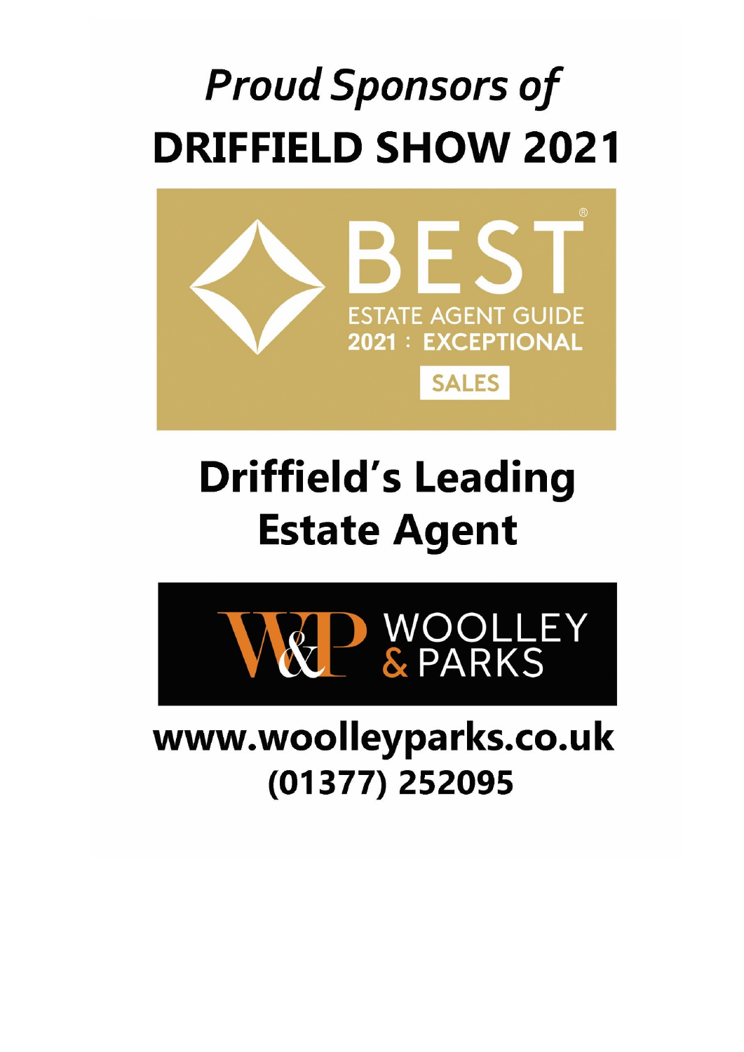*Proud Sponsors of*

# DRIFFIELD SHOW 2021

BEST

ESTATE AGENT GUIDE

2021 : EXCEPTIONAL

SALES

# Driffield's Leading Estate Agent

WOOLLEY & PARKS

**www.woolleyparks.co.uk**

**(01377) 252095**